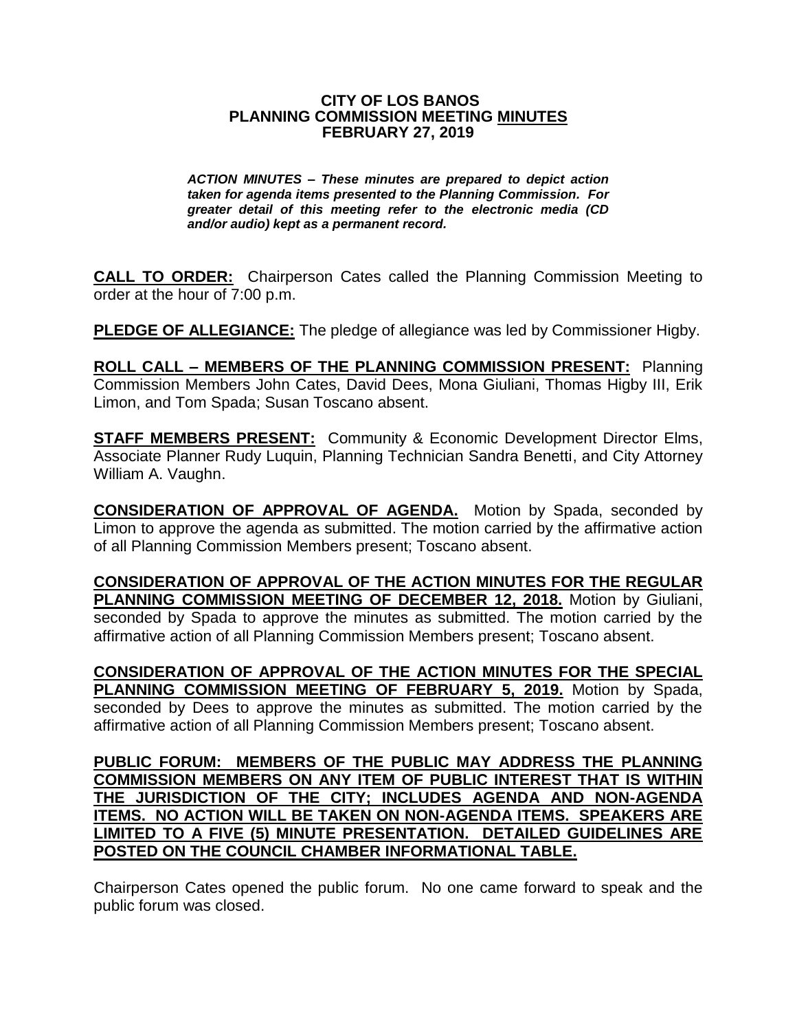# CITY OF LOS BANOS
## PLANNING COMMISSION MEETING MINUTES
## FEBRUARY 27, 2019

***ACTION MINUTES – These minutes are prepared to depict action taken for agenda items presented to the Planning Commission. For greater detail of this meeting refer to the electronic media (CD and/or audio) kept as a permanent record.***

**CALL TO ORDER:** Chairperson Cates called the Planning Commission Meeting to order at the hour of 7:00 p.m.

**PLEDGE OF ALLEGIANCE:** The pledge of allegiance was led by Commissioner Higby.

**ROLL CALL – MEMBERS OF THE PLANNING COMMISSION PRESENT:** Planning Commission Members John Cates, David Dees, Mona Giuliani, Thomas Higby III, Erik Limon, and Tom Spada; Susan Toscano absent.

**STAFF MEMBERS PRESENT:** Community & Economic Development Director Elms, Associate Planner Rudy Luquin, Planning Technician Sandra Benetti, and City Attorney William A. Vaughn.

**CONSIDERATION OF APPROVAL OF AGENDA.** Motion by Spada, seconded by Limon to approve the agenda as submitted. The motion carried by the affirmative action of all Planning Commission Members present; Toscano absent.

**CONSIDERATION OF APPROVAL OF THE ACTION MINUTES FOR THE REGULAR PLANNING COMMISSION MEETING OF DECEMBER 12, 2018.** Motion by Giuliani, seconded by Spada to approve the minutes as submitted. The motion carried by the affirmative action of all Planning Commission Members present; Toscano absent.

**CONSIDERATION OF APPROVAL OF THE ACTION MINUTES FOR THE SPECIAL PLANNING COMMISSION MEETING OF FEBRUARY 5, 2019.** Motion by Spada, seconded by Dees to approve the minutes as submitted. The motion carried by the affirmative action of all Planning Commission Members present; Toscano absent.

**PUBLIC FORUM: MEMBERS OF THE PUBLIC MAY ADDRESS THE PLANNING COMMISSION MEMBERS ON ANY ITEM OF PUBLIC INTEREST THAT IS WITHIN THE JURISDICTION OF THE CITY; INCLUDES AGENDA AND NON-AGENDA ITEMS. NO ACTION WILL BE TAKEN ON NON-AGENDA ITEMS. SPEAKERS ARE LIMITED TO A FIVE (5) MINUTE PRESENTATION. DETAILED GUIDELINES ARE POSTED ON THE COUNCIL CHAMBER INFORMATIONAL TABLE.**

Chairperson Cates opened the public forum. No one came forward to speak and the public forum was closed.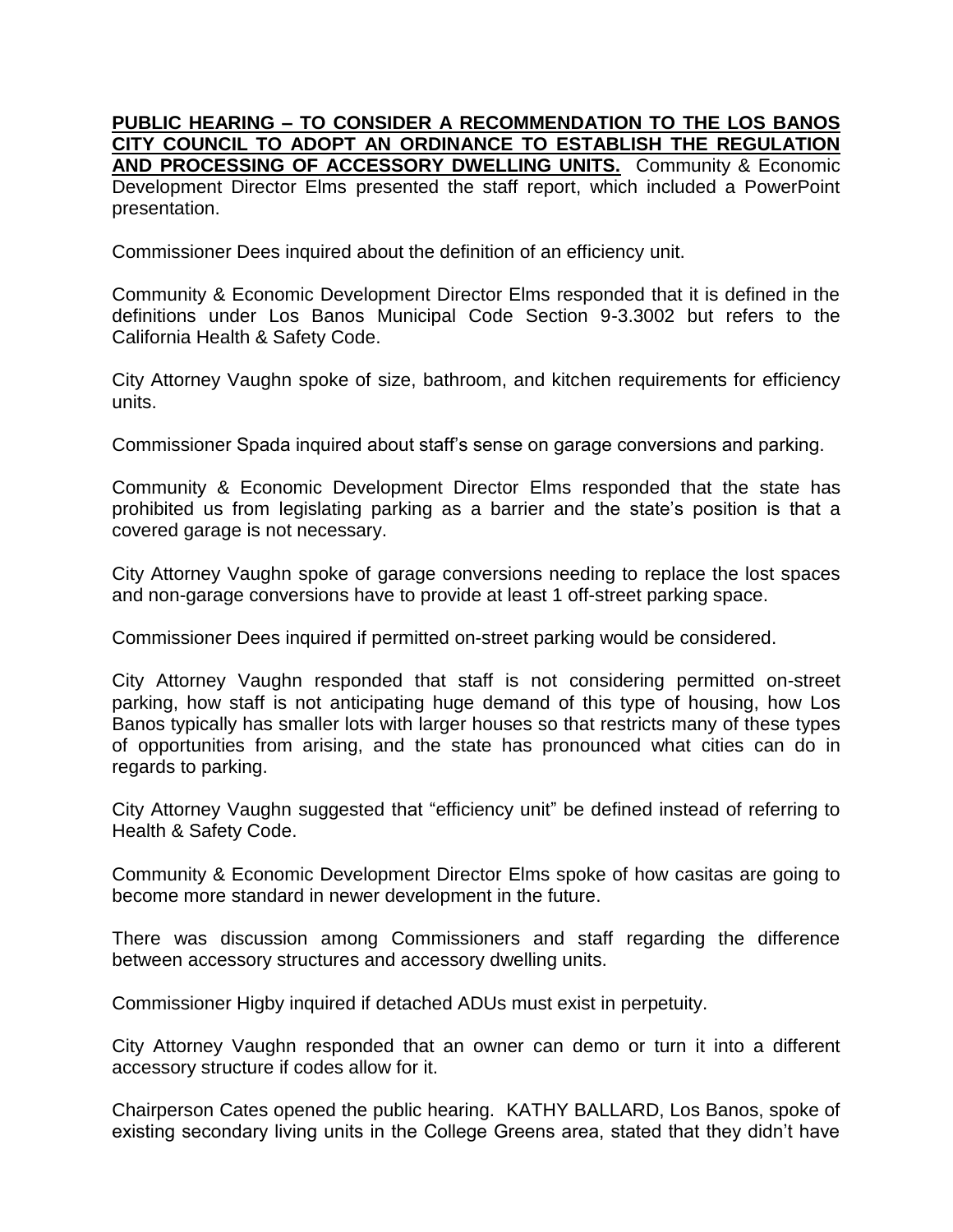**PUBLIC HEARING – TO CONSIDER A RECOMMENDATION TO THE LOS BANOS CITY COUNCIL TO ADOPT AN ORDINANCE TO ESTABLISH THE REGULATION AND PROCESSING OF ACCESSORY DWELLING UNITS.** Community & Economic Development Director Elms presented the staff report, which included a PowerPoint presentation.

Commissioner Dees inquired about the definition of an efficiency unit.

Community & Economic Development Director Elms responded that it is defined in the definitions under Los Banos Municipal Code Section 9-3.3002 but refers to the California Health & Safety Code.

City Attorney Vaughn spoke of size, bathroom, and kitchen requirements for efficiency units.

Commissioner Spada inquired about staff's sense on garage conversions and parking.

Community & Economic Development Director Elms responded that the state has prohibited us from legislating parking as a barrier and the state's position is that a covered garage is not necessary.

City Attorney Vaughn spoke of garage conversions needing to replace the lost spaces and non-garage conversions have to provide at least 1 off-street parking space.

Commissioner Dees inquired if permitted on-street parking would be considered.

City Attorney Vaughn responded that staff is not considering permitted on-street parking, how staff is not anticipating huge demand of this type of housing, how Los Banos typically has smaller lots with larger houses so that restricts many of these types of opportunities from arising, and the state has pronounced what cities can do in regards to parking.

City Attorney Vaughn suggested that "efficiency unit" be defined instead of referring to Health & Safety Code.

Community & Economic Development Director Elms spoke of how casitas are going to become more standard in newer development in the future.

There was discussion among Commissioners and staff regarding the difference between accessory structures and accessory dwelling units.

Commissioner Higby inquired if detached ADUs must exist in perpetuity.

City Attorney Vaughn responded that an owner can demo or turn it into a different accessory structure if codes allow for it.

Chairperson Cates opened the public hearing. KATHY BALLARD, Los Banos, spoke of existing secondary living units in the College Greens area, stated that they didn't have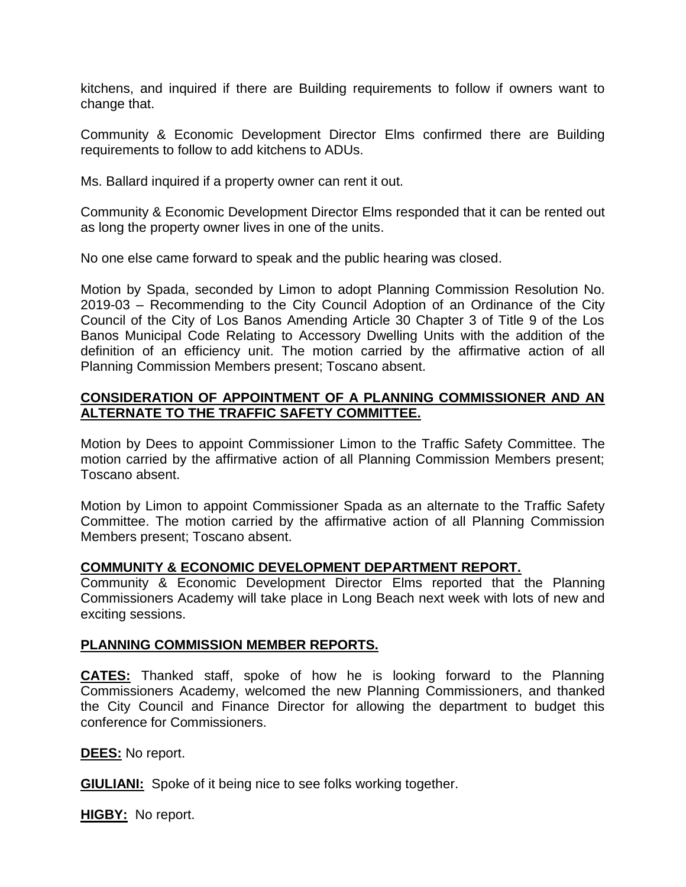kitchens, and inquired if there are Building requirements to follow if owners want to change that.

Community & Economic Development Director Elms confirmed there are Building requirements to follow to add kitchens to ADUs.

Ms. Ballard inquired if a property owner can rent it out.

Community & Economic Development Director Elms responded that it can be rented out as long the property owner lives in one of the units.

No one else came forward to speak and the public hearing was closed.

Motion by Spada, seconded by Limon to adopt Planning Commission Resolution No. 2019-03 – Recommending to the City Council Adoption of an Ordinance of the City Council of the City of Los Banos Amending Article 30 Chapter 3 of Title 9 of the Los Banos Municipal Code Relating to Accessory Dwelling Units with the addition of the definition of an efficiency unit. The motion carried by the affirmative action of all Planning Commission Members present; Toscano absent.

**CONSIDERATION OF APPOINTMENT OF A PLANNING COMMISSIONER AND AN ALTERNATE TO THE TRAFFIC SAFETY COMMITTEE.**

Motion by Dees to appoint Commissioner Limon to the Traffic Safety Committee. The motion carried by the affirmative action of all Planning Commission Members present; Toscano absent.

Motion by Limon to appoint Commissioner Spada as an alternate to the Traffic Safety Committee. The motion carried by the affirmative action of all Planning Commission Members present; Toscano absent.

**COMMUNITY & ECONOMIC DEVELOPMENT DEPARTMENT REPORT.**

Community & Economic Development Director Elms reported that the Planning Commissioners Academy will take place in Long Beach next week with lots of new and exciting sessions.

**PLANNING COMMISSION MEMBER REPORTS.**

**CATES:** Thanked staff, spoke of how he is looking forward to the Planning Commissioners Academy, welcomed the new Planning Commissioners, and thanked the City Council and Finance Director for allowing the department to budget this conference for Commissioners.

**DEES:** No report.

**GIULIANI:** Spoke of it being nice to see folks working together.

**HIGBY:** No report.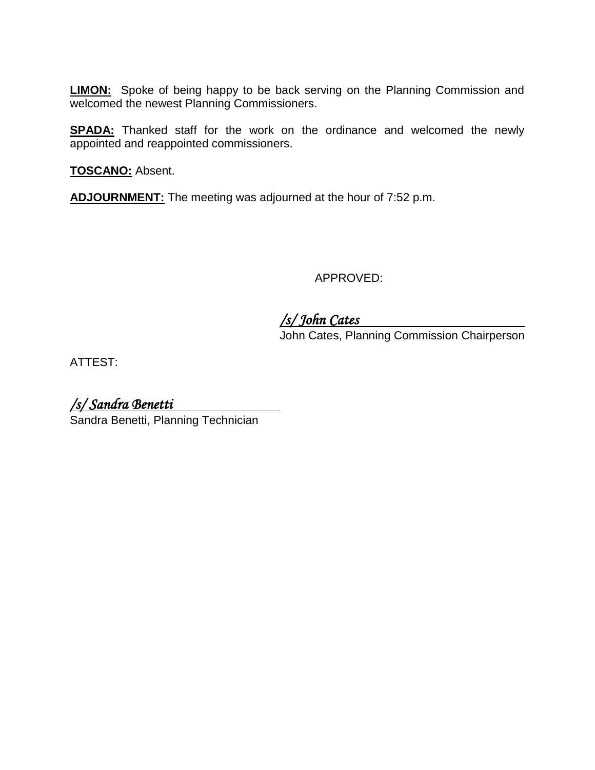**LIMON:** Spoke of being happy to be back serving on the Planning Commission and welcomed the newest Planning Commissioners.

**SPADA:** Thanked staff for the work on the ordinance and welcomed the newly appointed and reappointed commissioners.

**TOSCANO:** Absent.

**ADJOURNMENT:** The meeting was adjourned at the hour of 7:52 p.m.

APPROVED:

*/s/ John Cates*
John Cates, Planning Commission Chairperson

ATTEST:

*/s/ Sandra Benetti*
Sandra Benetti, Planning Technician